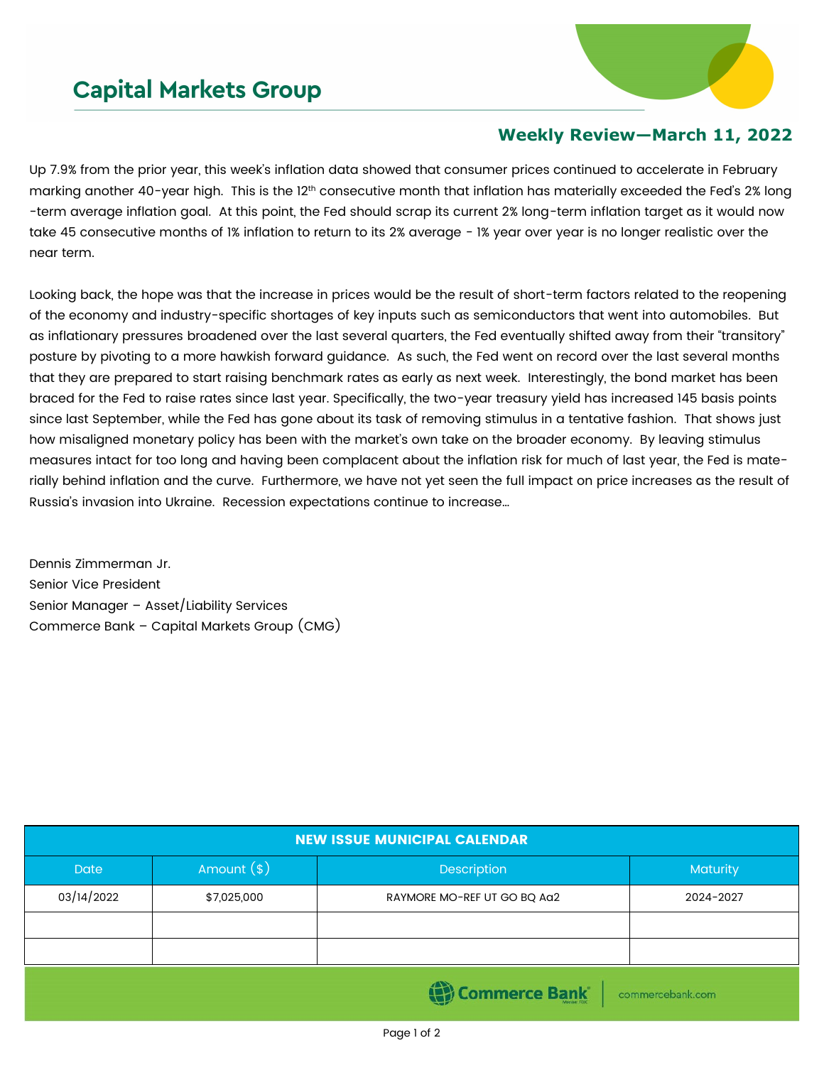# Capital Markets Group

## Weekly Review—March 11, 2022

Up 7.9% from the prior year, this week's inflation data showed that consumer prices continued to accelerate in February marking another 40-year high. This is the 12th consecutive month that inflation has materially exceeded the Fed's 2% long-term average inflation goal. At this point, the Fed should scrap its current 2% long-term inflation target as it would now take 45 consecutive months of 1% inflation to return to its 2% average - 1% year over year is no longer realistic over the near term.

Looking back, the hope was that the increase in prices would be the result of short-term factors related to the reopening of the economy and industry-specific shortages of key inputs such as semiconductors that went into automobiles. But as inflationary pressures broadened over the last several quarters, the Fed eventually shifted away from their "transitory" posture by pivoting to a more hawkish forward guidance. As such, the Fed went on record over the last several months that they are prepared to start raising benchmark rates as early as next week. Interestingly, the bond market has been braced for the Fed to raise rates since last year. Specifically, the two-year treasury yield has increased 145 basis points since last September, while the Fed has gone about its task of removing stimulus in a tentative fashion. That shows just how misaligned monetary policy has been with the market's own take on the broader economy. By leaving stimulus measures intact for too long and having been complacent about the inflation risk for much of last year, the Fed is materially behind inflation and the curve. Furthermore, we have not yet seen the full impact on price increases as the result of Russia's invasion into Ukraine. Recession expectations continue to increase…

Dennis Zimmerman Jr.
Senior Vice President
Senior Manager – Asset/Liability Services
Commerce Bank – Capital Markets Group (CMG)

**NEW ISSUE MUNICIPAL CALENDAR**

| Date | Amount ($) | Description | Maturity |
|---|---|---|---|
| 03/14/2022 | $7,025,000 | RAYMORE MO-REF UT GO BQ Aa2 | 2024-2027 |
| | | | |
| | | | |

Commerce Bank | commercebank.com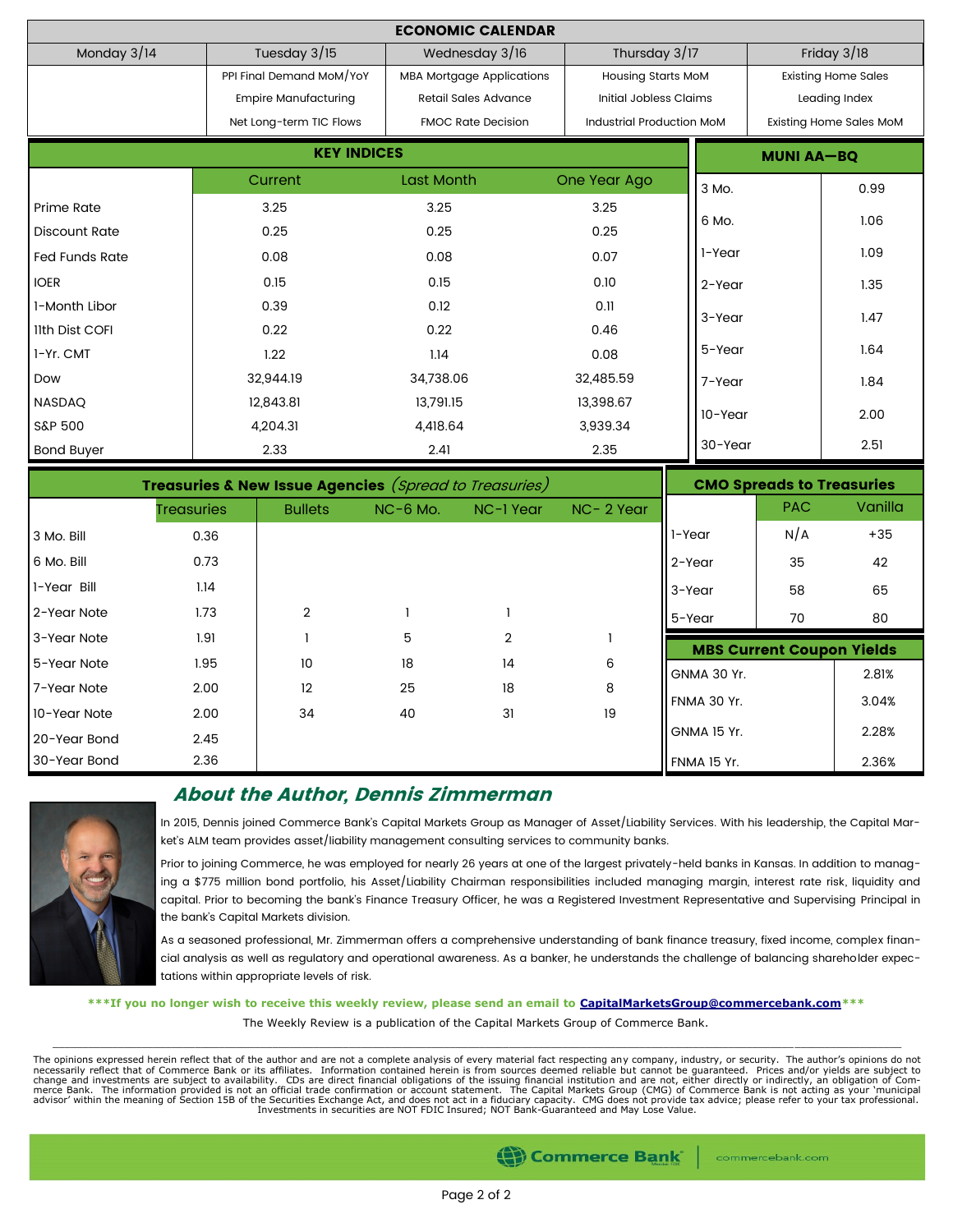## ECONOMIC CALENDAR

| Monday 3/14 | Tuesday 3/15 | Wednesday 3/16 | Thursday 3/17 | Friday 3/18 |
|---|---|---|---|---|
| | PPI Final Demand MoM/YoY | MBA Mortgage Applications | Housing Starts MoM | Existing Home Sales |
| | Empire Manufacturing | Retail Sales Advance | Initial Jobless Claims | Leading Index |
| | Net Long-term TIC Flows | FMOC Rate Decision | Industrial Production MoM | Existing Home Sales MoM |

## KEY INDICES

| | Current | Last Month | One Year Ago |
|---|---|---|---|
| Prime Rate | 3.25 | 3.25 | 3.25 |
| Discount Rate | 0.25 | 0.25 | 0.25 |
| Fed Funds Rate | 0.08 | 0.08 | 0.07 |
| IOER | 0.15 | 0.15 | 0.10 |
| 1-Month Libor | 0.39 | 0.12 | 0.11 |
| 11th Dist COFI | 0.22 | 0.22 | 0.46 |
| 1-Yr. CMT | 1.22 | 1.14 | 0.08 |
| Dow | 32,944.19 | 34,738.06 | 32,485.59 |
| NASDAQ | 12,843.81 | 13,791.15 | 13,398.67 |
| S&P 500 | 4,204.31 | 4,418.64 | 3,939.34 |
| Bond Buyer | 2.33 | 2.41 | 2.35 |

## MUNI AA—BQ

| | |
|---|---|
| 3 Mo. | 0.99 |
| 6 Mo. | 1.06 |
| 1-Year | 1.09 |
| 2-Year | 1.35 |
| 3-Year | 1.47 |
| 5-Year | 1.64 |
| 7-Year | 1.84 |
| 10-Year | 2.00 |
| 30-Year | 2.51 |

## Treasuries & New Issue Agencies *(Spread to Treasuries)*

| | Treasuries | Bullets | NC-6 Mo. | NC-1 Year | NC- 2 Year |
|---|---|---|---|---|---|
| 3 Mo. Bill | 0.36 | | | | |
| 6 Mo. Bill | 0.73 | | | | |
| 1-Year Bill | 1.14 | | | | |
| 2-Year Note | 1.73 | 2 | 1 | 1 | |
| 3-Year Note | 1.91 | 1 | 5 | 2 | 1 |
| 5-Year Note | 1.95 | 10 | 18 | 14 | 6 |
| 7-Year Note | 2.00 | 12 | 25 | 18 | 8 |
| 10-Year Note | 2.00 | 34 | 40 | 31 | 19 |
| 20-Year Bond | 2.45 | | | | |
| 30-Year Bond | 2.36 | | | | |

## CMO Spreads to Treasuries

| | PAC | Vanilla |
|---|---|---|
| 1-Year | N/A | +35 |
| 2-Year | 35 | 42 |
| 3-Year | 58 | 65 |
| 5-Year | 70 | 80 |

## MBS Current Coupon Yields

| | |
|---|---|
| GNMA 30 Yr. | 2.81% |
| FNMA 30 Yr. | 3.04% |
| GNMA 15 Yr. | 2.28% |
| FNMA 15 Yr. | 2.36% |

## About the Author, Dennis Zimmerman

In 2015, Dennis joined Commerce Bank's Capital Markets Group as Manager of Asset/Liability Services. With his leadership, the Capital Market's ALM team provides asset/liability management consulting services to community banks.

Prior to joining Commerce, he was employed for nearly 26 years at one of the largest privately-held banks in Kansas. In addition to managing a $775 million bond portfolio, his Asset/Liability Chairman responsibilities included managing margin, interest rate risk, liquidity and capital. Prior to becoming the bank's Finance Treasury Officer, he was a Registered Investment Representative and Supervising Principal in the bank's Capital Markets division.

As a seasoned professional, Mr. Zimmerman offers a comprehensive understanding of bank finance treasury, fixed income, complex financial analysis as well as regulatory and operational awareness. As a banker, he understands the challenge of balancing shareholder expectations within appropriate levels of risk.

***If you no longer wish to receive this weekly review, please send an email to CapitalMarketsGroup@commercebank.com***

The Weekly Review is a publication of the Capital Markets Group of Commerce Bank.

The opinions expressed herein reflect that of the author and are not a complete analysis of every material fact respecting any company, industry, or security. The author's opinions do not necessarily reflect that of Commerce Bank or its affiliates. Information contained herein is from sources deemed reliable but cannot be guaranteed. Prices and/or yields are subject to change and investments are subject to availability. CDs are direct financial obligations of the issuing financial institution and are not, either directly or indirectly, an obligation of Commerce Bank. The information provided is not an official trade confirmation or account statement. The Capital Markets Group (CMG) of Commerce Bank is not acting as your 'municipal advisor' within the meaning of Section 15B of the Securities Exchange Act, and does not act in a fiduciary capacity. CMG does not provide tax advice; please refer to your tax professional. Investments in securities are NOT FDIC Insured; NOT Bank-Guaranteed and May Lose Value.

Commerce Bank | commercebank.com